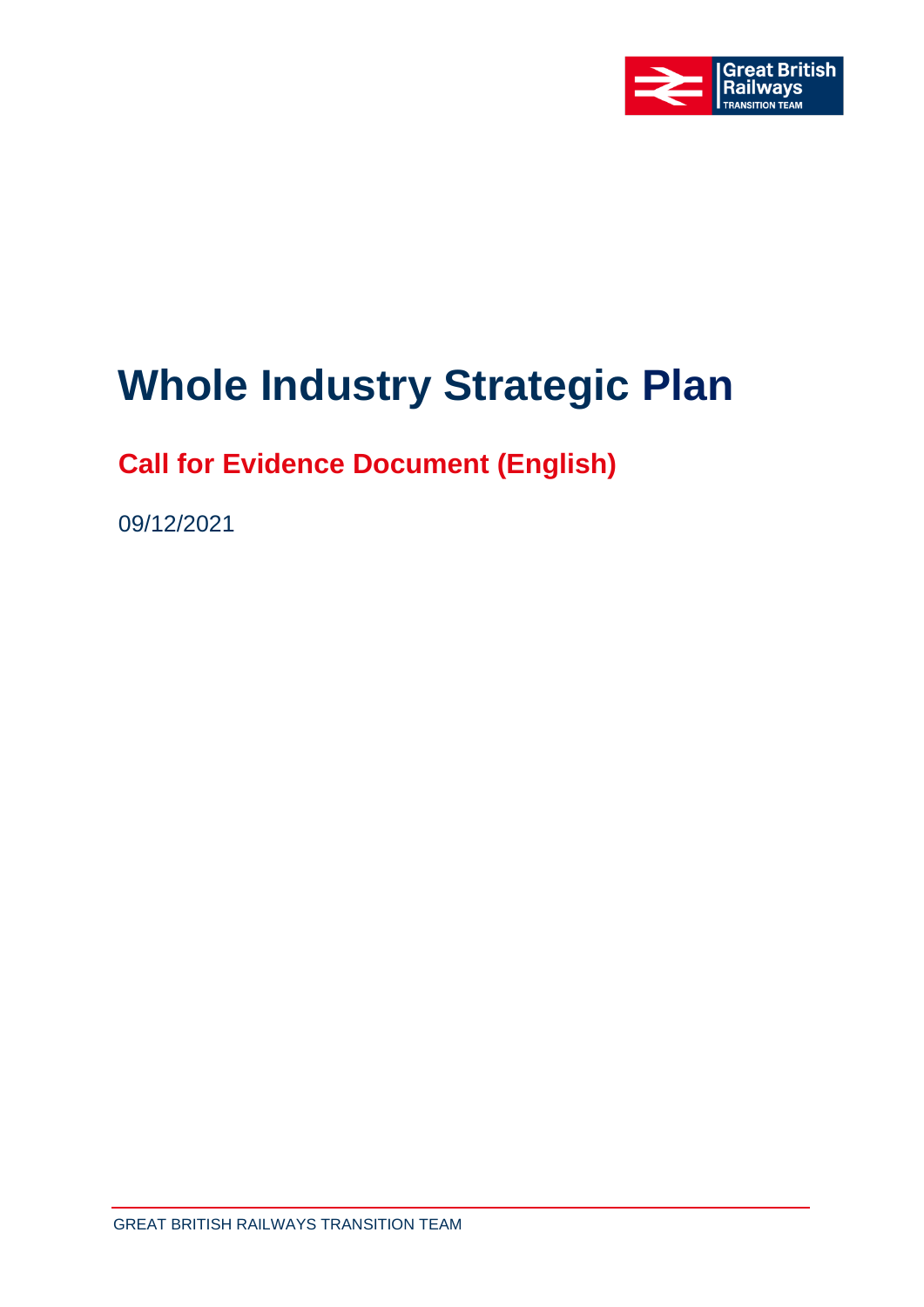# Whole Industry Strategic Plan

## Call for Evidence Document (English)

09/12/2021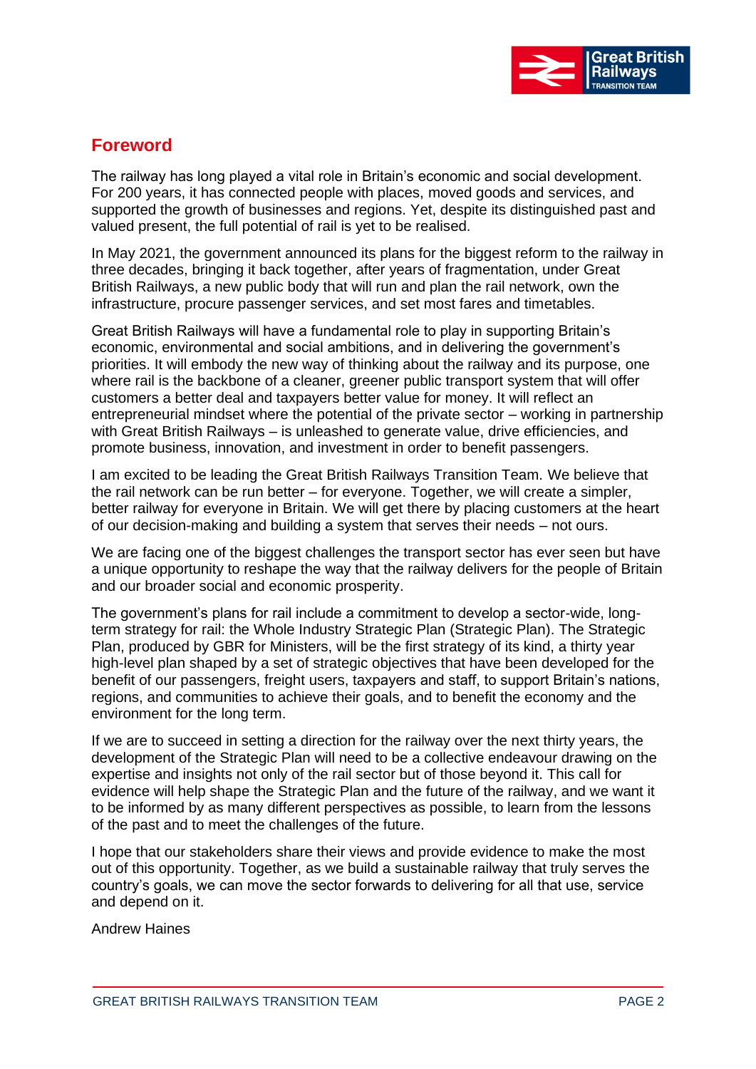## Foreword

The railway has long played a vital role in Britain's economic and social development. For 200 years, it has connected people with places, moved goods and services, and supported the growth of businesses and regions. Yet, despite its distinguished past and valued present, the full potential of rail is yet to be realised.

In May 2021, the government announced its plans for the biggest reform to the railway in three decades, bringing it back together, after years of fragmentation, under Great British Railways, a new public body that will run and plan the rail network, own the infrastructure, procure passenger services, and set most fares and timetables.

Great British Railways will have a fundamental role to play in supporting Britain's economic, environmental and social ambitions, and in delivering the government's priorities. It will embody the new way of thinking about the railway and its purpose, one where rail is the backbone of a cleaner, greener public transport system that will offer customers a better deal and taxpayers better value for money. It will reflect an entrepreneurial mindset where the potential of the private sector – working in partnership with Great British Railways – is unleashed to generate value, drive efficiencies, and promote business, innovation, and investment in order to benefit passengers.

I am excited to be leading the Great British Railways Transition Team. We believe that the rail network can be run better – for everyone. Together, we will create a simpler, better railway for everyone in Britain. We will get there by placing customers at the heart of our decision-making and building a system that serves their needs – not ours.

We are facing one of the biggest challenges the transport sector has ever seen but have a unique opportunity to reshape the way that the railway delivers for the people of Britain and our broader social and economic prosperity.

The government's plans for rail include a commitment to develop a sector-wide, long-term strategy for rail: the Whole Industry Strategic Plan (Strategic Plan). The Strategic Plan, produced by GBR for Ministers, will be the first strategy of its kind, a thirty year high-level plan shaped by a set of strategic objectives that have been developed for the benefit of our passengers, freight users, taxpayers and staff, to support Britain's nations, regions, and communities to achieve their goals, and to benefit the economy and the environment for the long term.

If we are to succeed in setting a direction for the railway over the next thirty years, the development of the Strategic Plan will need to be a collective endeavour drawing on the expertise and insights not only of the rail sector but of those beyond it. This call for evidence will help shape the Strategic Plan and the future of the railway, and we want it to be informed by as many different perspectives as possible, to learn from the lessons of the past and to meet the challenges of the future.

I hope that our stakeholders share their views and provide evidence to make the most out of this opportunity. Together, as we build a sustainable railway that truly serves the country's goals, we can move the sector forwards to delivering for all that use, service and depend on it.

Andrew Haines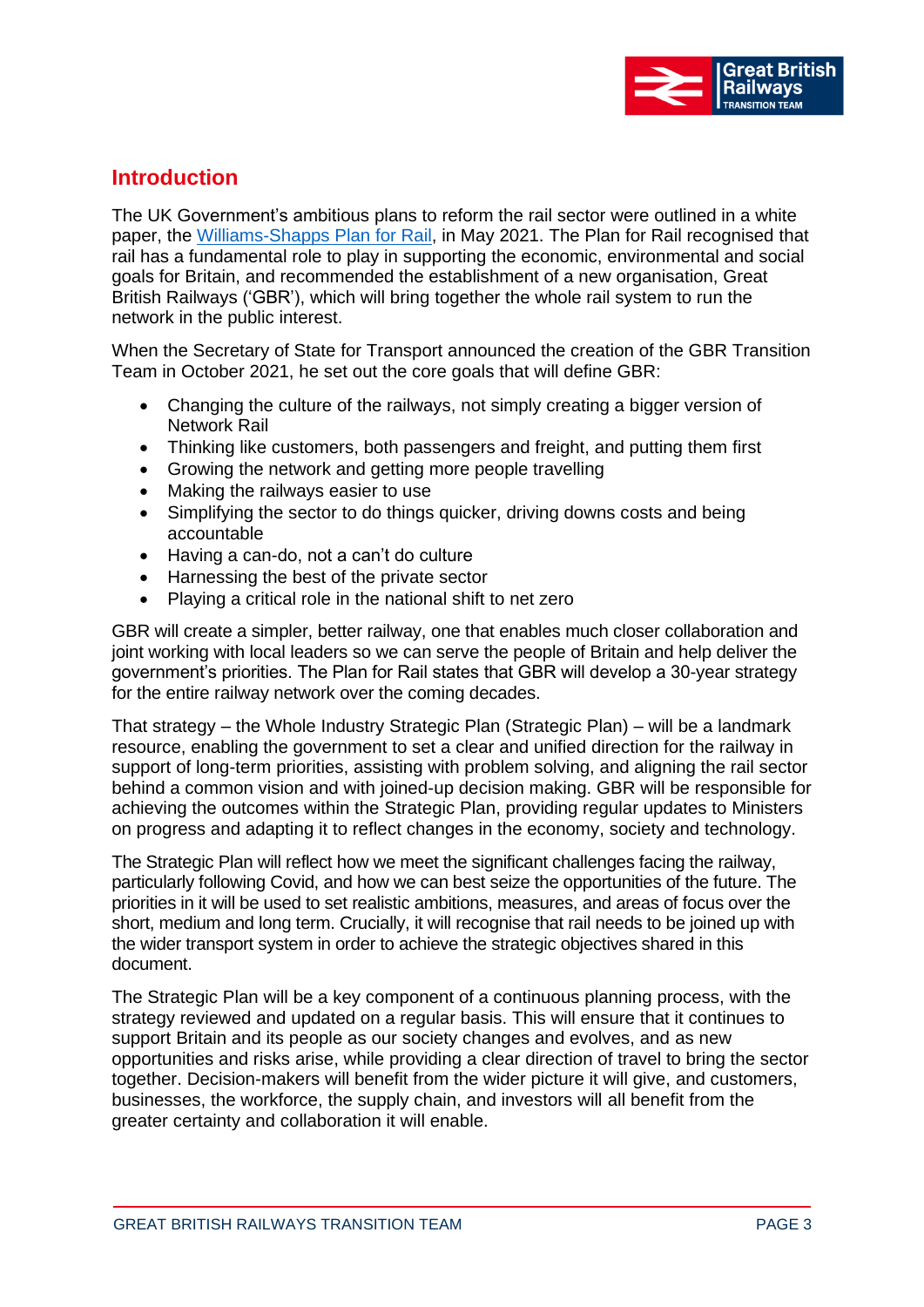## Introduction

The UK Government's ambitious plans to reform the rail sector were outlined in a white paper, the [Williams-Shapps Plan for Rail](), in May 2021. The Plan for Rail recognised that rail has a fundamental role to play in supporting the economic, environmental and social goals for Britain, and recommended the establishment of a new organisation, Great British Railways ('GBR'), which will bring together the whole rail system to run the network in the public interest.

When the Secretary of State for Transport announced the creation of the GBR Transition Team in October 2021, he set out the core goals that will define GBR:

- Changing the culture of the railways, not simply creating a bigger version of Network Rail
- Thinking like customers, both passengers and freight, and putting them first
- Growing the network and getting more people travelling
- Making the railways easier to use
- Simplifying the sector to do things quicker, driving downs costs and being accountable
- Having a can-do, not a can't do culture
- Harnessing the best of the private sector
- Playing a critical role in the national shift to net zero

GBR will create a simpler, better railway, one that enables much closer collaboration and joint working with local leaders so we can serve the people of Britain and help deliver the government's priorities. The Plan for Rail states that GBR will develop a 30-year strategy for the entire railway network over the coming decades.

That strategy – the Whole Industry Strategic Plan (Strategic Plan) – will be a landmark resource, enabling the government to set a clear and unified direction for the railway in support of long-term priorities, assisting with problem solving, and aligning the rail sector behind a common vision and with joined-up decision making. GBR will be responsible for achieving the outcomes within the Strategic Plan, providing regular updates to Ministers on progress and adapting it to reflect changes in the economy, society and technology.

The Strategic Plan will reflect how we meet the significant challenges facing the railway, particularly following Covid, and how we can best seize the opportunities of the future. The priorities in it will be used to set realistic ambitions, measures, and areas of focus over the short, medium and long term. Crucially, it will recognise that rail needs to be joined up with the wider transport system in order to achieve the strategic objectives shared in this document.

The Strategic Plan will be a key component of a continuous planning process, with the strategy reviewed and updated on a regular basis. This will ensure that it continues to support Britain and its people as our society changes and evolves, and as new opportunities and risks arise, while providing a clear direction of travel to bring the sector together. Decision-makers will benefit from the wider picture it will give, and customers, businesses, the workforce, the supply chain, and investors will all benefit from the greater certainty and collaboration it will enable.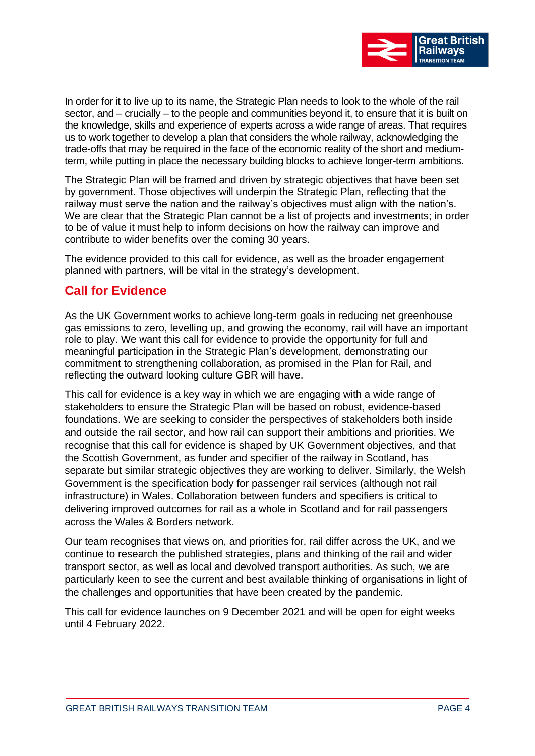In order for it to live up to its name, the Strategic Plan needs to look to the whole of the rail sector, and – crucially – to the people and communities beyond it, to ensure that it is built on the knowledge, skills and experience of experts across a wide range of areas. That requires us to work together to develop a plan that considers the whole railway, acknowledging the trade-offs that may be required in the face of the economic reality of the short and medium-term, while putting in place the necessary building blocks to achieve longer-term ambitions.

The Strategic Plan will be framed and driven by strategic objectives that have been set by government. Those objectives will underpin the Strategic Plan, reflecting that the railway must serve the nation and the railway's objectives must align with the nation's. We are clear that the Strategic Plan cannot be a list of projects and investments; in order to be of value it must help to inform decisions on how the railway can improve and contribute to wider benefits over the coming 30 years.

The evidence provided to this call for evidence, as well as the broader engagement planned with partners, will be vital in the strategy's development.

## Call for Evidence

As the UK Government works to achieve long-term goals in reducing net greenhouse gas emissions to zero, levelling up, and growing the economy, rail will have an important role to play. We want this call for evidence to provide the opportunity for full and meaningful participation in the Strategic Plan's development, demonstrating our commitment to strengthening collaboration, as promised in the Plan for Rail, and reflecting the outward looking culture GBR will have.

This call for evidence is a key way in which we are engaging with a wide range of stakeholders to ensure the Strategic Plan will be based on robust, evidence-based foundations. We are seeking to consider the perspectives of stakeholders both inside and outside the rail sector, and how rail can support their ambitions and priorities. We recognise that this call for evidence is shaped by UK Government objectives, and that the Scottish Government, as funder and specifier of the railway in Scotland, has separate but similar strategic objectives they are working to deliver. Similarly, the Welsh Government is the specification body for passenger rail services (although not rail infrastructure) in Wales. Collaboration between funders and specifiers is critical to delivering improved outcomes for rail as a whole in Scotland and for rail passengers across the Wales & Borders network.

Our team recognises that views on, and priorities for, rail differ across the UK, and we continue to research the published strategies, plans and thinking of the rail and wider transport sector, as well as local and devolved transport authorities. As such, we are particularly keen to see the current and best available thinking of organisations in light of the challenges and opportunities that have been created by the pandemic.

This call for evidence launches on 9 December 2021 and will be open for eight weeks until 4 February 2022.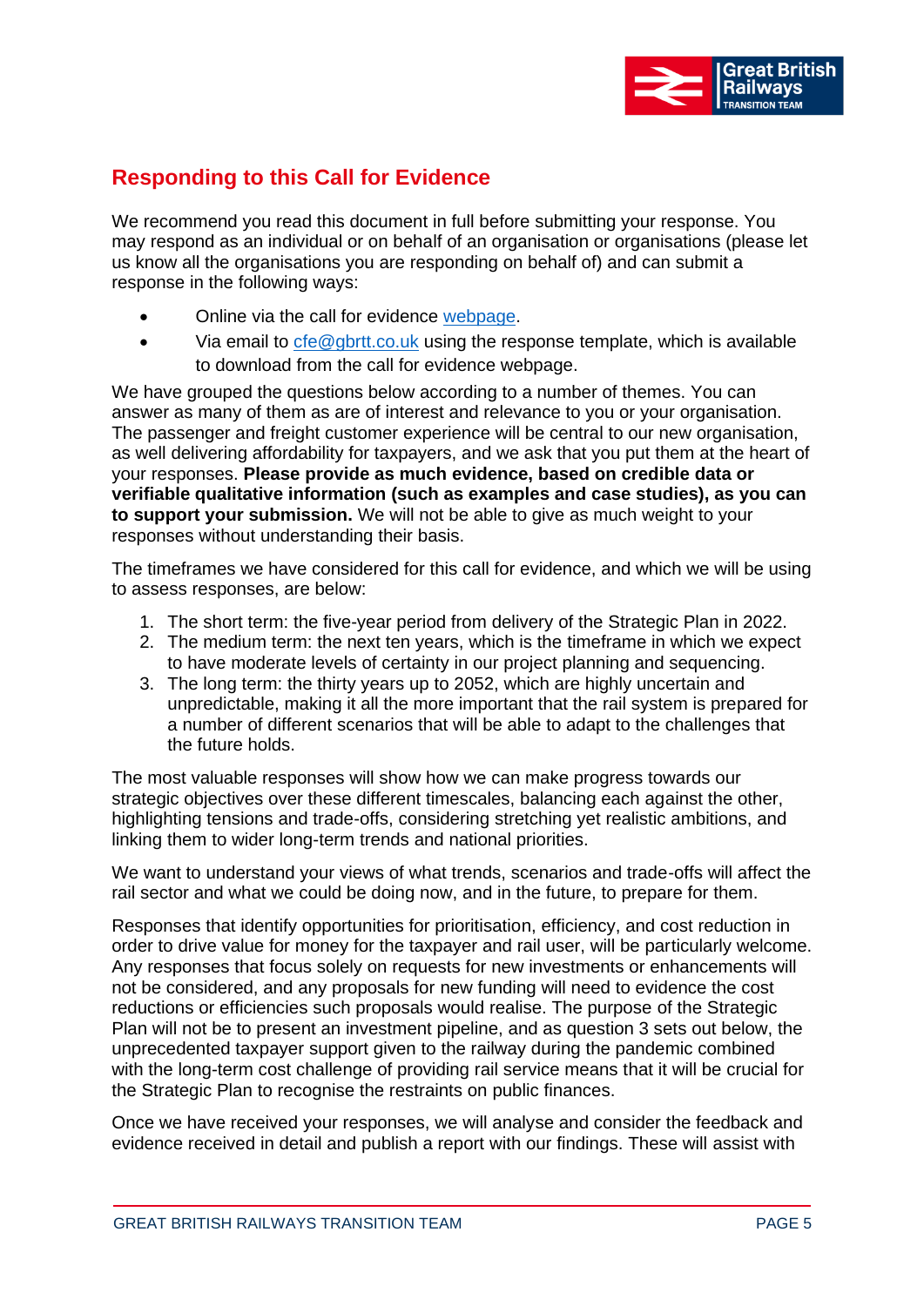## Responding to this Call for Evidence

We recommend you read this document in full before submitting your response. You may respond as an individual or on behalf of an organisation or organisations (please let us know all the organisations you are responding on behalf of) and can submit a response in the following ways:

- Online via the call for evidence [webpage](webpage).
- Via email to [cfe@gbrtt.co.uk](mailto:cfe@gbrtt.co.uk) using the response template, which is available to download from the call for evidence webpage.

We have grouped the questions below according to a number of themes. You can answer as many of them as are of interest and relevance to you or your organisation. The passenger and freight customer experience will be central to our new organisation, as well delivering affordability for taxpayers, and we ask that you put them at the heart of your responses. **Please provide as much evidence, based on credible data or verifiable qualitative information (such as examples and case studies), as you can to support your submission.** We will not be able to give as much weight to your responses without understanding their basis.

The timeframes we have considered for this call for evidence, and which we will be using to assess responses, are below:

1. The short term: the five-year period from delivery of the Strategic Plan in 2022.
2. The medium term: the next ten years, which is the timeframe in which we expect to have moderate levels of certainty in our project planning and sequencing.
3. The long term: the thirty years up to 2052, which are highly uncertain and unpredictable, making it all the more important that the rail system is prepared for a number of different scenarios that will be able to adapt to the challenges that the future holds.

The most valuable responses will show how we can make progress towards our strategic objectives over these different timescales, balancing each against the other, highlighting tensions and trade-offs, considering stretching yet realistic ambitions, and linking them to wider long-term trends and national priorities.

We want to understand your views of what trends, scenarios and trade-offs will affect the rail sector and what we could be doing now, and in the future, to prepare for them.

Responses that identify opportunities for prioritisation, efficiency, and cost reduction in order to drive value for money for the taxpayer and rail user, will be particularly welcome. Any responses that focus solely on requests for new investments or enhancements will not be considered, and any proposals for new funding will need to evidence the cost reductions or efficiencies such proposals would realise. The purpose of the Strategic Plan will not be to present an investment pipeline, and as question 3 sets out below, the unprecedented taxpayer support given to the railway during the pandemic combined with the long-term cost challenge of providing rail service means that it will be crucial for the Strategic Plan to recognise the restraints on public finances.

Once we have received your responses, we will analyse and consider the feedback and evidence received in detail and publish a report with our findings. These will assist with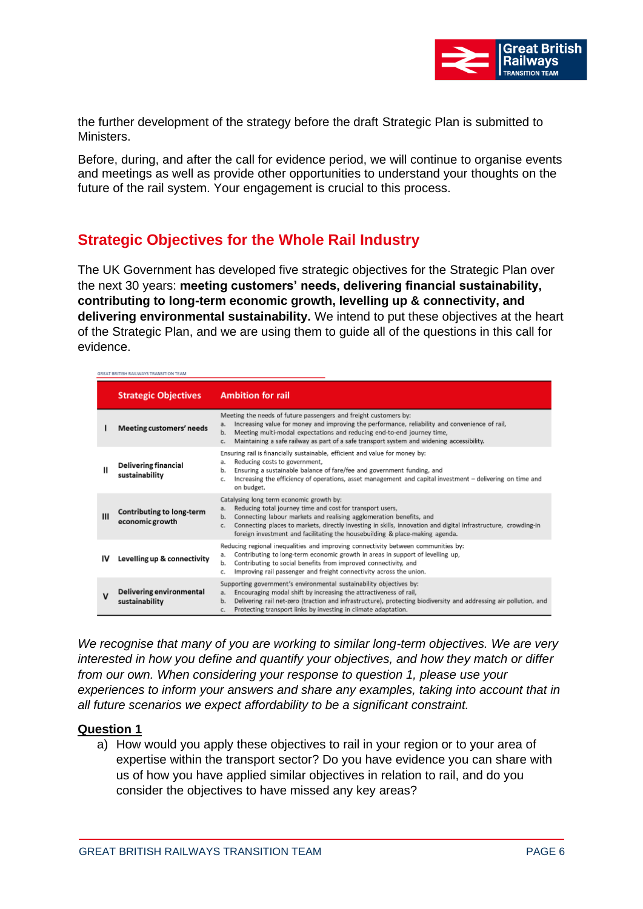the further development of the strategy before the draft Strategic Plan is submitted to Ministers.

Before, during, and after the call for evidence period, we will continue to organise events and meetings as well as provide other opportunities to understand your thoughts on the future of the rail system. Your engagement is crucial to this process.

## Strategic Objectives for the Whole Rail Industry

The UK Government has developed five strategic objectives for the Strategic Plan over the next 30 years: **meeting customers' needs, delivering financial sustainability, contributing to long-term economic growth, levelling up & connectivity, and delivering environmental sustainability.** We intend to put these objectives at the heart of the Strategic Plan, and we are using them to guide all of the questions in this call for evidence.

GREAT BRITISH RAILWAYS TRANSITION TEAM

| | Strategic Objectives | Ambition for rail |
|---|---|---|
| I | Meeting customers' needs | Meeting the needs of future passengers and freight customers by:<br>a. Increasing value for money and improving the performance, reliability and convenience of rail,<br>b. Meeting multi-modal expectations and reducing end-to-end journey time,<br>c. Maintaining a safe railway as part of a safe transport system and widening accessibility. |
| II | Delivering financial sustainability | Ensuring rail is financially sustainable, efficient and value for money by:<br>a. Reducing costs to government,<br>b. Ensuring a sustainable balance of fare/fee and government funding, and<br>c. Increasing the efficiency of operations, asset management and capital investment – delivering on time and on budget. |
| III | Contributing to long-term economic growth | Catalysing long term economic growth by:<br>a. Reducing total journey time and cost for transport users,<br>b. Connecting labour markets and realising agglomeration benefits, and<br>c. Connecting places to markets, directly investing in skills, innovation and digital infrastructure, crowding-in foreign investment and facilitating the housebuilding & place-making agenda. |
| IV | Levelling up & connectivity | Reducing regional inequalities and improving connectivity between communities by:<br>a. Contributing to long-term economic growth in areas in support of levelling up,<br>b. Contributing to social benefits from improved connectivity, and<br>c. Improving rail passenger and freight connectivity across the union. |
| V | Delivering environmental sustainability | Supporting government's environmental sustainability objectives by:<br>a. Encouraging modal shift by increasing the attractiveness of rail,<br>b. Delivering rail net-zero (traction and infrastructure), protecting biodiversity and addressing air pollution, and<br>c. Protecting transport links by investing in climate adaptation. |

*We recognise that many of you are working to similar long-term objectives. We are very interested in how you define and quantify your objectives, and how they match or differ from our own. When considering your response to question 1, please use your experiences to inform your answers and share any examples, taking into account that in all future scenarios we expect affordability to be a significant constraint.*

**Question 1**

a) How would you apply these objectives to rail in your region or to your area of expertise within the transport sector? Do you have evidence you can share with us of how you have applied similar objectives in relation to rail, and do you consider the objectives to have missed any key areas?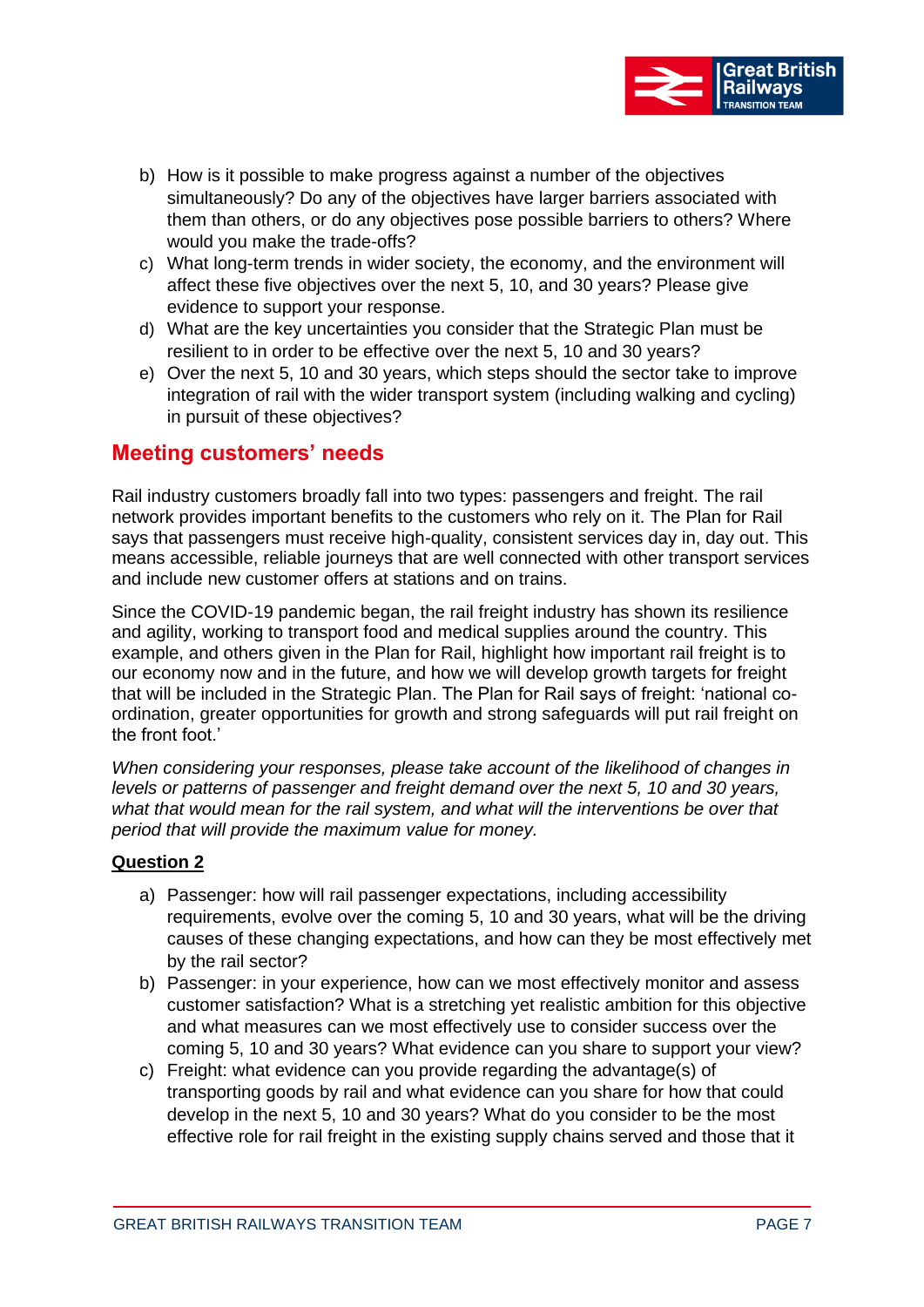b) How is it possible to make progress against a number of the objectives simultaneously? Do any of the objectives have larger barriers associated with them than others, or do any objectives pose possible barriers to others? Where would you make the trade-offs?
c) What long-term trends in wider society, the economy, and the environment will affect these five objectives over the next 5, 10, and 30 years? Please give evidence to support your response.
d) What are the key uncertainties you consider that the Strategic Plan must be resilient to in order to be effective over the next 5, 10 and 30 years?
e) Over the next 5, 10 and 30 years, which steps should the sector take to improve integration of rail with the wider transport system (including walking and cycling) in pursuit of these objectives?

## Meeting customers' needs

Rail industry customers broadly fall into two types: passengers and freight. The rail network provides important benefits to the customers who rely on it. The Plan for Rail says that passengers must receive high-quality, consistent services day in, day out. This means accessible, reliable journeys that are well connected with other transport services and include new customer offers at stations and on trains.

Since the COVID-19 pandemic began, the rail freight industry has shown its resilience and agility, working to transport food and medical supplies around the country. This example, and others given in the Plan for Rail, highlight how important rail freight is to our economy now and in the future, and how we will develop growth targets for freight that will be included in the Strategic Plan. The Plan for Rail says of freight: 'national co-ordination, greater opportunities for growth and strong safeguards will put rail freight on the front foot.'

*When considering your responses, please take account of the likelihood of changes in levels or patterns of passenger and freight demand over the next 5, 10 and 30 years, what that would mean for the rail system, and what will the interventions be over that period that will provide the maximum value for money.*

**Question 2**

a) Passenger: how will rail passenger expectations, including accessibility requirements, evolve over the coming 5, 10 and 30 years, what will be the driving causes of these changing expectations, and how can they be most effectively met by the rail sector?
b) Passenger: in your experience, how can we most effectively monitor and assess customer satisfaction? What is a stretching yet realistic ambition for this objective and what measures can we most effectively use to consider success over the coming 5, 10 and 30 years? What evidence can you share to support your view?
c) Freight: what evidence can you provide regarding the advantage(s) of transporting goods by rail and what evidence can you share for how that could develop in the next 5, 10 and 30 years? What do you consider to be the most effective role for rail freight in the existing supply chains served and those that it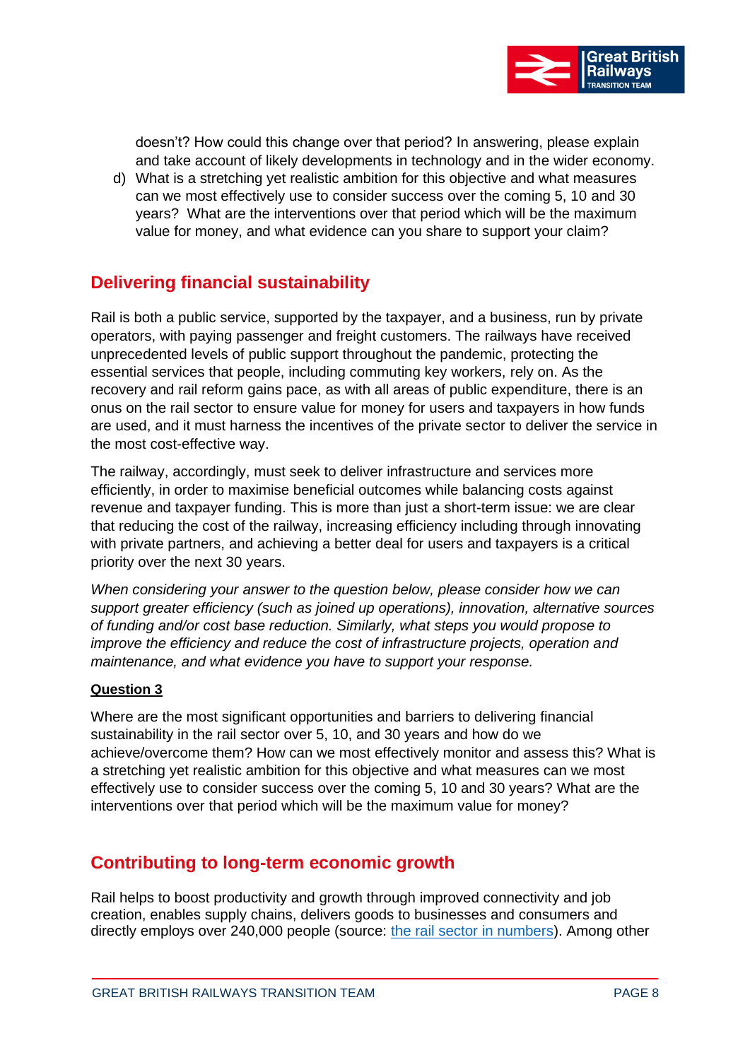doesn't? How could this change over that period? In answering, please explain and take account of likely developments in technology and in the wider economy.

d) What is a stretching yet realistic ambition for this objective and what measures can we most effectively use to consider success over the coming 5, 10 and 30 years? What are the interventions over that period which will be the maximum value for money, and what evidence can you share to support your claim?

## Delivering financial sustainability

Rail is both a public service, supported by the taxpayer, and a business, run by private operators, with paying passenger and freight customers. The railways have received unprecedented levels of public support throughout the pandemic, protecting the essential services that people, including commuting key workers, rely on. As the recovery and rail reform gains pace, as with all areas of public expenditure, there is an onus on the rail sector to ensure value for money for users and taxpayers in how funds are used, and it must harness the incentives of the private sector to deliver the service in the most cost-effective way.

The railway, accordingly, must seek to deliver infrastructure and services more efficiently, in order to maximise beneficial outcomes while balancing costs against revenue and taxpayer funding. This is more than just a short-term issue: we are clear that reducing the cost of the railway, increasing efficiency including through innovating with private partners, and achieving a better deal for users and taxpayers is a critical priority over the next 30 years.

*When considering your answer to the question below, please consider how we can support greater efficiency (such as joined up operations), innovation, alternative sources of funding and/or cost base reduction. Similarly, what steps you would propose to improve the efficiency and reduce the cost of infrastructure projects, operation and maintenance, and what evidence you have to support your response.*

**Question 3**

Where are the most significant opportunities and barriers to delivering financial sustainability in the rail sector over 5, 10, and 30 years and how do we achieve/overcome them? How can we most effectively monitor and assess this? What is a stretching yet realistic ambition for this objective and what measures can we most effectively use to consider success over the coming 5, 10 and 30 years? What are the interventions over that period which will be the maximum value for money?

## Contributing to long-term economic growth

Rail helps to boost productivity and growth through improved connectivity and job creation, enables supply chains, delivers goods to businesses and consumers and directly employs over 240,000 people (source: [the rail sector in numbers]). Among other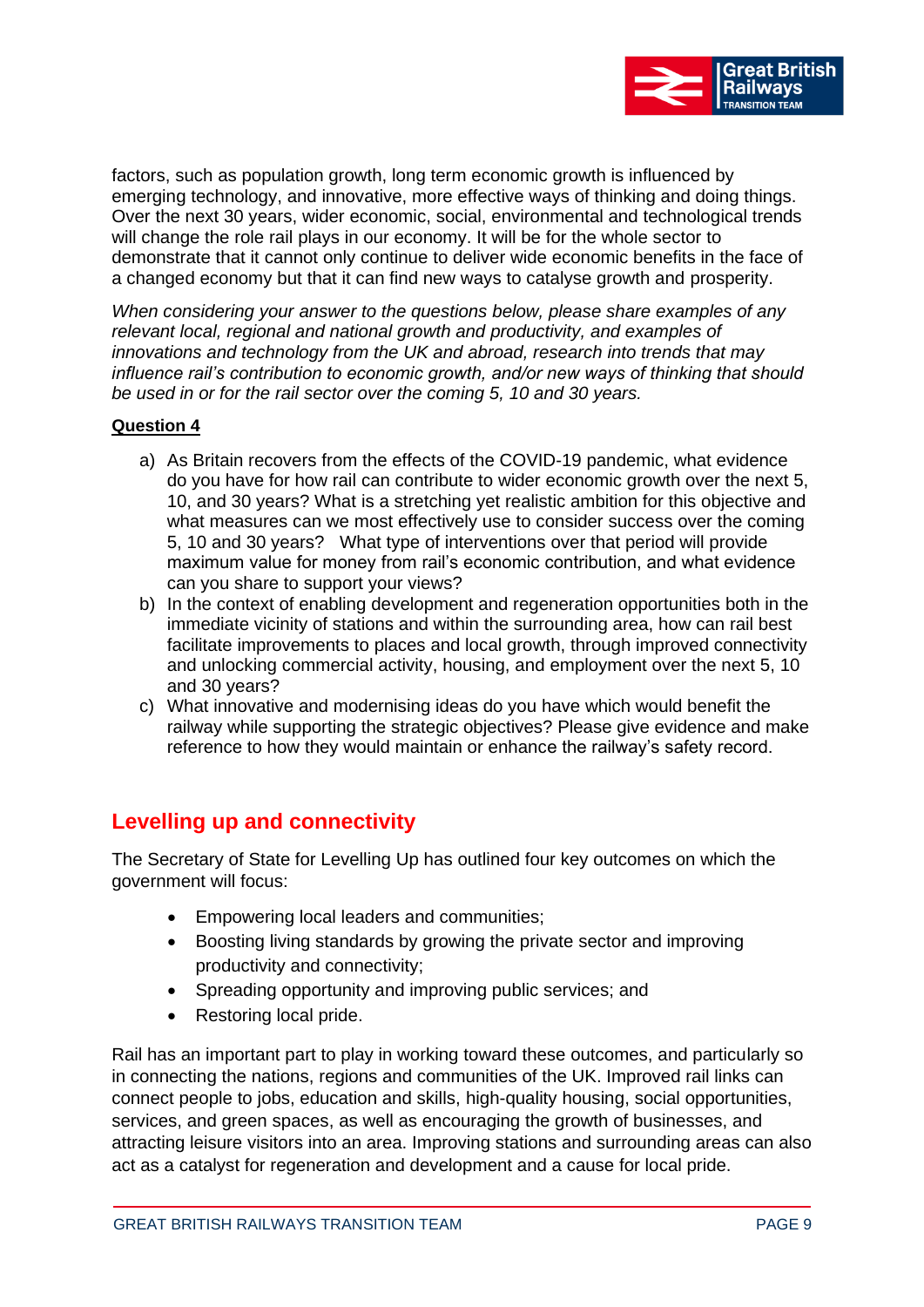factors, such as population growth, long term economic growth is influenced by emerging technology, and innovative, more effective ways of thinking and doing things. Over the next 30 years, wider economic, social, environmental and technological trends will change the role rail plays in our economy. It will be for the whole sector to demonstrate that it cannot only continue to deliver wide economic benefits in the face of a changed economy but that it can find new ways to catalyse growth and prosperity.

*When considering your answer to the questions below, please share examples of any relevant local, regional and national growth and productivity, and examples of innovations and technology from the UK and abroad, research into trends that may influence rail's contribution to economic growth, and/or new ways of thinking that should be used in or for the rail sector over the coming 5, 10 and 30 years.*

**Question 4**

a) As Britain recovers from the effects of the COVID-19 pandemic, what evidence do you have for how rail can contribute to wider economic growth over the next 5, 10, and 30 years? What is a stretching yet realistic ambition for this objective and what measures can we most effectively use to consider success over the coming 5, 10 and 30 years? What type of interventions over that period will provide maximum value for money from rail's economic contribution, and what evidence can you share to support your views?
b) In the context of enabling development and regeneration opportunities both in the immediate vicinity of stations and within the surrounding area, how can rail best facilitate improvements to places and local growth, through improved connectivity and unlocking commercial activity, housing, and employment over the next 5, 10 and 30 years?
c) What innovative and modernising ideas do you have which would benefit the railway while supporting the strategic objectives? Please give evidence and make reference to how they would maintain or enhance the railway's safety record.

## Levelling up and connectivity

The Secretary of State for Levelling Up has outlined four key outcomes on which the government will focus:

- Empowering local leaders and communities;
- Boosting living standards by growing the private sector and improving productivity and connectivity;
- Spreading opportunity and improving public services; and
- Restoring local pride.

Rail has an important part to play in working toward these outcomes, and particularly so in connecting the nations, regions and communities of the UK. Improved rail links can connect people to jobs, education and skills, high-quality housing, social opportunities, services, and green spaces, as well as encouraging the growth of businesses, and attracting leisure visitors into an area. Improving stations and surrounding areas can also act as a catalyst for regeneration and development and a cause for local pride.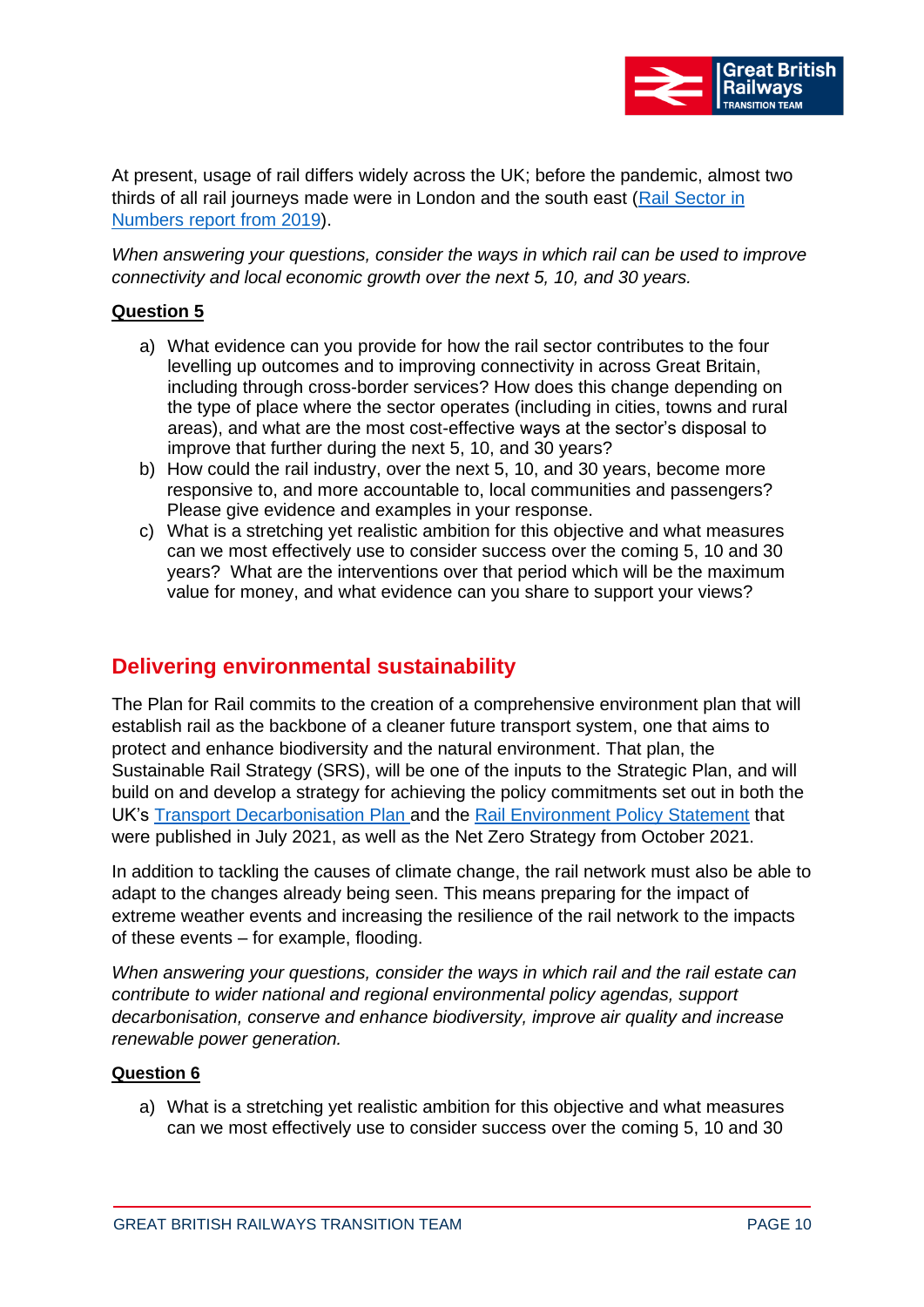At present, usage of rail differs widely across the UK; before the pandemic, almost two thirds of all rail journeys made were in London and the south east ([Rail Sector in Numbers report from 2019]).

*When answering your questions, consider the ways in which rail can be used to improve connectivity and local economic growth over the next 5, 10, and 30 years.*

**Question 5**

a) What evidence can you provide for how the rail sector contributes to the four levelling up outcomes and to improving connectivity in across Great Britain, including through cross-border services? How does this change depending on the type of place where the sector operates (including in cities, towns and rural areas), and what are the most cost-effective ways at the sector's disposal to improve that further during the next 5, 10, and 30 years?

b) How could the rail industry, over the next 5, 10, and 30 years, become more responsive to, and more accountable to, local communities and passengers? Please give evidence and examples in your response.

c) What is a stretching yet realistic ambition for this objective and what measures can we most effectively use to consider success over the coming 5, 10 and 30 years? What are the interventions over that period which will be the maximum value for money, and what evidence can you share to support your views?

## Delivering environmental sustainability

The Plan for Rail commits to the creation of a comprehensive environment plan that will establish rail as the backbone of a cleaner future transport system, one that aims to protect and enhance biodiversity and the natural environment. That plan, the Sustainable Rail Strategy (SRS), will be one of the inputs to the Strategic Plan, and will build on and develop a strategy for achieving the policy commitments set out in both the UK's [Transport Decarbonisation Plan] and the [Rail Environment Policy Statement] that were published in July 2021, as well as the Net Zero Strategy from October 2021.

In addition to tackling the causes of climate change, the rail network must also be able to adapt to the changes already being seen. This means preparing for the impact of extreme weather events and increasing the resilience of the rail network to the impacts of these events – for example, flooding.

*When answering your questions, consider the ways in which rail and the rail estate can contribute to wider national and regional environmental policy agendas, support decarbonisation, conserve and enhance biodiversity, improve air quality and increase renewable power generation.*

**Question 6**

a) What is a stretching yet realistic ambition for this objective and what measures can we most effectively use to consider success over the coming 5, 10 and 30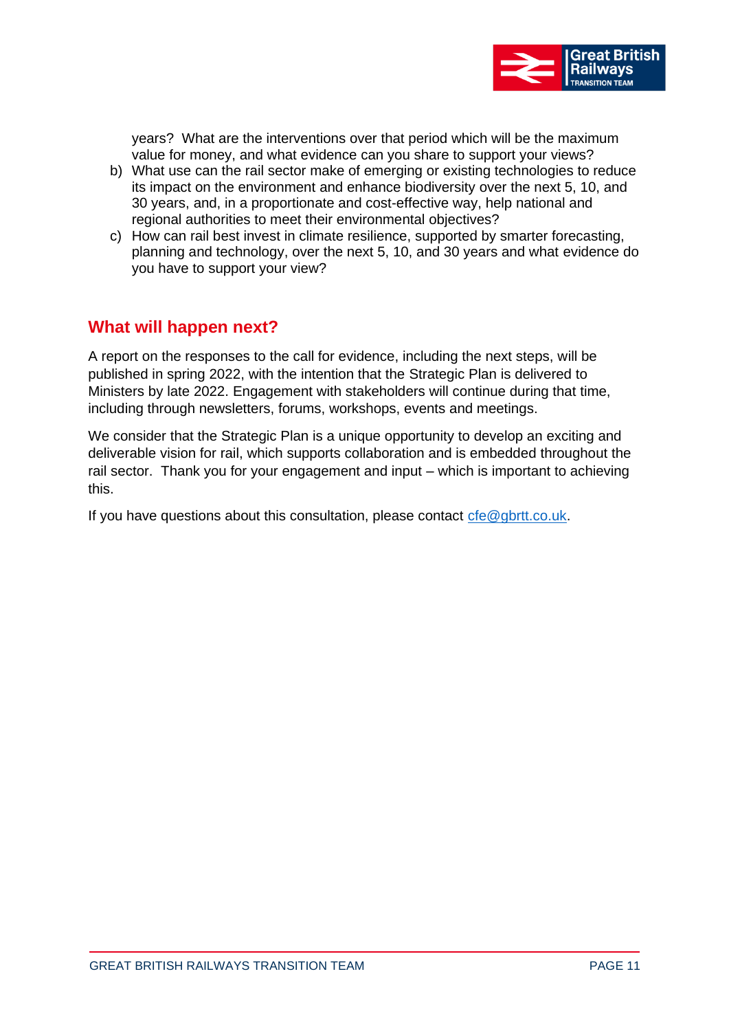years? What are the interventions over that period which will be the maximum value for money, and what evidence can you share to support your views?

b) What use can the rail sector make of emerging or existing technologies to reduce its impact on the environment and enhance biodiversity over the next 5, 10, and 30 years, and, in a proportionate and cost-effective way, help national and regional authorities to meet their environmental objectives?

c) How can rail best invest in climate resilience, supported by smarter forecasting, planning and technology, over the next 5, 10, and 30 years and what evidence do you have to support your view?

## What will happen next?

A report on the responses to the call for evidence, including the next steps, will be published in spring 2022, with the intention that the Strategic Plan is delivered to Ministers by late 2022. Engagement with stakeholders will continue during that time, including through newsletters, forums, workshops, events and meetings.

We consider that the Strategic Plan is a unique opportunity to develop an exciting and deliverable vision for rail, which supports collaboration and is embedded throughout the rail sector. Thank you for your engagement and input – which is important to achieving this.

If you have questions about this consultation, please contact cfe@gbrtt.co.uk.